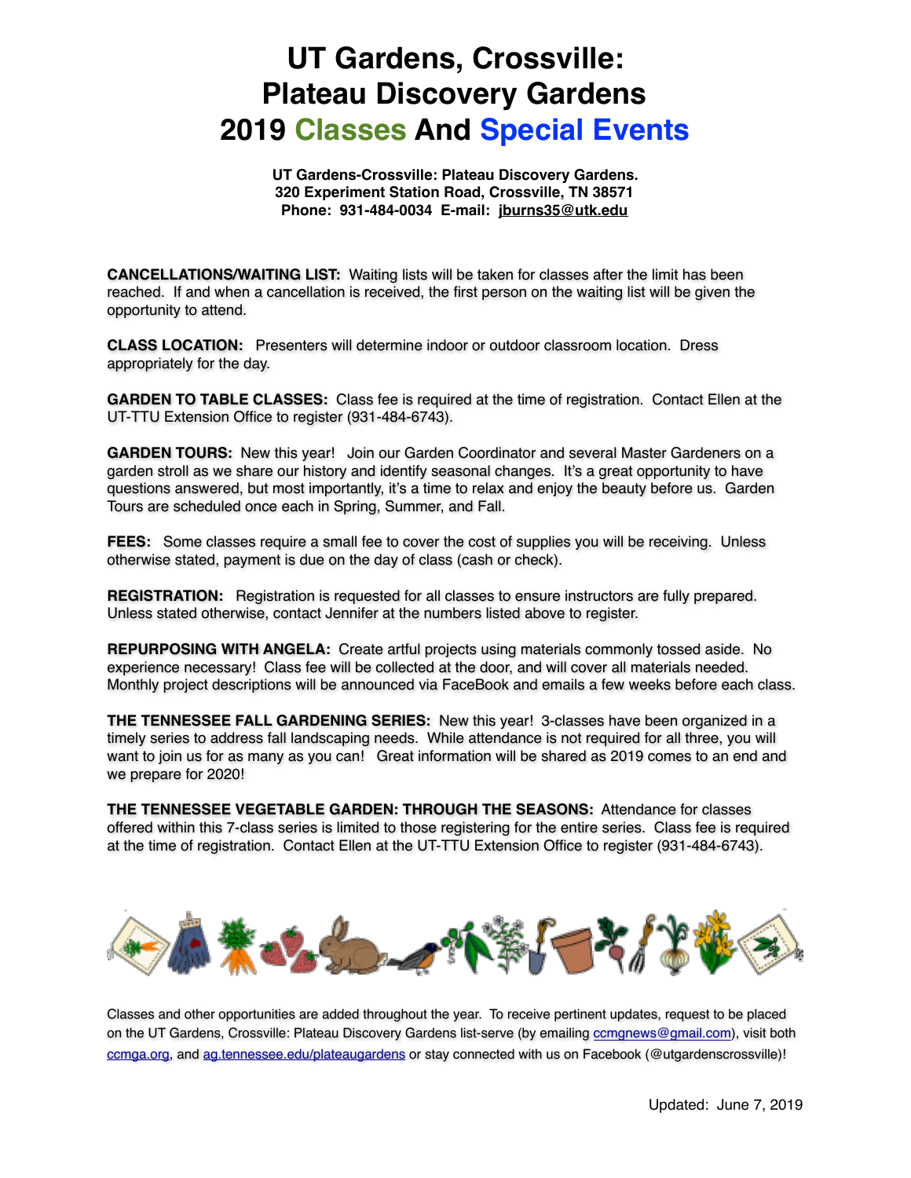# UT Gardens, Crossville: Plateau Discovery Gardens 2019 Classes And Special Events

**UT Gardens-Crossville: Plateau Discovery Gardens.**
**320 Experiment Station Road, Crossville, TN 38571**
**Phone: 931-484-0034 E-mail: jburns35@utk.edu**

**CANCELLATIONS/WAITING LIST:** Waiting lists will be taken for classes after the limit has been reached. If and when a cancellation is received, the first person on the waiting list will be given the opportunity to attend.

**CLASS LOCATION:** Presenters will determine indoor or outdoor classroom location. Dress appropriately for the day.

**GARDEN TO TABLE CLASSES:** Class fee is required at the time of registration. Contact Ellen at the UT-TTU Extension Office to register (931-484-6743).

**GARDEN TOURS:** New this year! Join our Garden Coordinator and several Master Gardeners on a garden stroll as we share our history and identify seasonal changes. It's a great opportunity to have questions answered, but most importantly, it's a time to relax and enjoy the beauty before us. Garden Tours are scheduled once each in Spring, Summer, and Fall.

**FEES:** Some classes require a small fee to cover the cost of supplies you will be receiving. Unless otherwise stated, payment is due on the day of class (cash or check).

**REGISTRATION:** Registration is requested for all classes to ensure instructors are fully prepared. Unless stated otherwise, contact Jennifer at the numbers listed above to register.

**REPURPOSING WITH ANGELA:** Create artful projects using materials commonly tossed aside. No experience necessary! Class fee will be collected at the door, and will cover all materials needed. Monthly project descriptions will be announced via FaceBook and emails a few weeks before each class.

**THE TENNESSEE FALL GARDENING SERIES:** New this year! 3-classes have been organized in a timely series to address fall landscaping needs. While attendance is not required for all three, you will want to join us for as many as you can! Great information will be shared as 2019 comes to an end and we prepare for 2020!

**THE TENNESSEE VEGETABLE GARDEN: THROUGH THE SEASONS:** Attendance for classes offered within this 7-class series is limited to those registering for the entire series. Class fee is required at the time of registration. Contact Ellen at the UT-TTU Extension Office to register (931-484-6743).

Classes and other opportunities are added throughout the year. To receive pertinent updates, request to be placed on the UT Gardens, Crossville: Plateau Discovery Gardens list-serve (by emailing ccmgnews@gmail.com), visit both ccmga.org, and ag.tennessee.edu/plateaugardens or stay connected with us on Facebook (@utgardenscrossville)!

Updated: June 7, 2019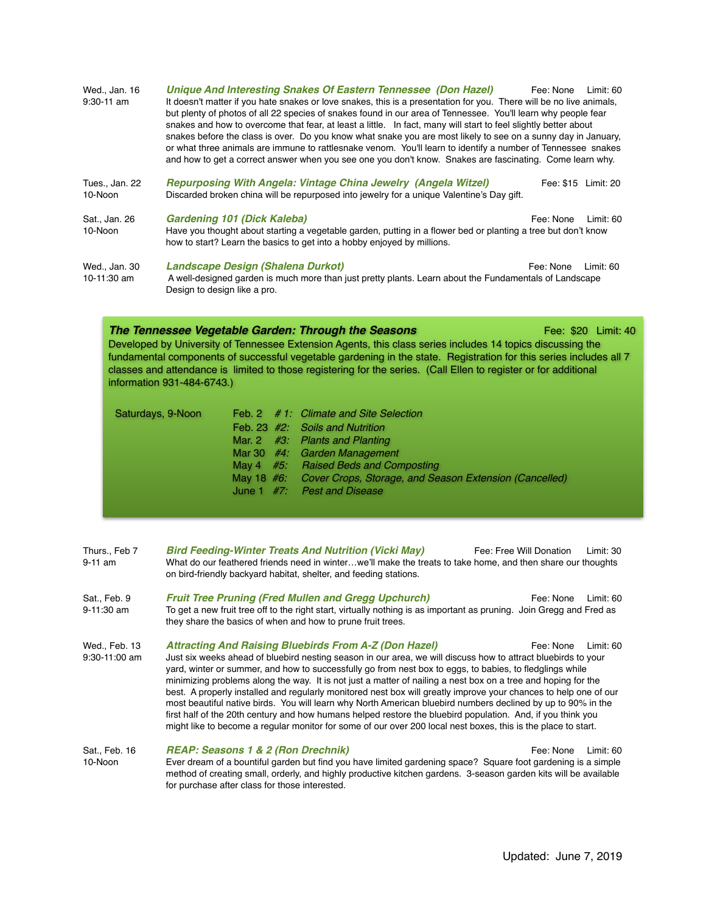**Wed., Jan. 16**
**9:30-11 am**

### *Unique And Interesting Snakes Of Eastern Tennessee (Don Hazel)*
Fee: None Limit: 60

It doesn't matter if you hate snakes or love snakes, this is a presentation for you. There will be no live animals, but plenty of photos of all 22 species of snakes found in our area of Tennessee. You'll learn why people fear snakes and how to overcome that fear, at least a little. In fact, many will start to feel slightly better about snakes before the class is over. Do you know what snake you are most likely to see on a sunny day in January, or what three animals are immune to rattlesnake venom. You'll learn to identify a number of Tennessee snakes and how to get a correct answer when you see one you don't know. Snakes are fascinating. Come learn why.

**Tues., Jan. 22**
**10-Noon**

### *Repurposing With Angela: Vintage China Jewelry (Angela Witzel)*
Fee: $15 Limit: 20

Discarded broken china will be repurposed into jewelry for a unique Valentine's Day gift.

**Sat., Jan. 26**
**10-Noon**

### *Gardening 101 (Dick Kaleba)*
Fee: None Limit: 60

Have you thought about starting a vegetable garden, putting in a flower bed or planting a tree but don't know how to start? Learn the basics to get into a hobby enjoyed by millions.

**Wed., Jan. 30**
**10-11:30 am**

### *Landscape Design (Shalena Durkot)*
Fee: None Limit: 60

A well-designed garden is much more than just pretty plants. Learn about the Fundamentals of Landscape Design to design like a pro.

---

### *The Tennessee Vegetable Garden: Through the Seasons*
Fee: $20 Limit: 40

Developed by University of Tennessee Extension Agents, this class series includes 14 topics discussing the fundamental components of successful vegetable gardening in the state. Registration for this series includes all 7 classes and attendance is limited to those registering for the series. (Call Ellen to register or for additional information 931-484-6743.)

Saturdays, 9-Noon

- Feb. 2 *# 1: Climate and Site Selection*
- Feb. 23 *#2: Soils and Nutrition*
- Mar. 2 *#3: Plants and Planting*
- Mar 30 *#4: Garden Management*
- May 4 *#5: Raised Beds and Composting*
- May 18 *#6: Cover Crops, Storage, and Season Extension (Cancelled)*
- June 1 *#7: Pest and Disease*

---

**Thurs., Feb 7**
**9-11 am**

### *Bird Feeding-Winter Treats And Nutrition (Vicki May)*
Fee: Free Will Donation Limit: 30

What do our feathered friends need in winter…we'll make the treats to take home, and then share our thoughts on bird-friendly backyard habitat, shelter, and feeding stations.

**Sat., Feb. 9**
**9-11:30 am**

### *Fruit Tree Pruning (Fred Mullen and Gregg Upchurch)*
Fee: None Limit: 60

To get a new fruit tree off to the right start, virtually nothing is as important as pruning. Join Gregg and Fred as they share the basics of when and how to prune fruit trees.

**Wed., Feb. 13**
**9:30-11:00 am**

### *Attracting And Raising Bluebirds From A-Z (Don Hazel)*
Fee: None Limit: 60

Just six weeks ahead of bluebird nesting season in our area, we will discuss how to attract bluebirds to your yard, winter or summer, and how to successfully go from nest box to eggs, to babies, to fledglings while minimizing problems along the way. It is not just a matter of nailing a nest box on a tree and hoping for the best. A properly installed and regularly monitored nest box will greatly improve your chances to help one of our most beautiful native birds. You will learn why North American bluebird numbers declined by up to 90% in the first half of the 20th century and how humans helped restore the bluebird population. And, if you think you might like to become a regular monitor for some of our over 200 local nest boxes, this is the place to start.

**Sat., Feb. 16**
**10-Noon**

### *REAP: Seasons 1 & 2 (Ron Drechnik)*
Fee: None Limit: 60

Ever dream of a bountiful garden but find you have limited gardening space? Square foot gardening is a simple method of creating small, orderly, and highly productive kitchen gardens. 3-season garden kits will be available for purchase after class for those interested.

Updated: June 7, 2019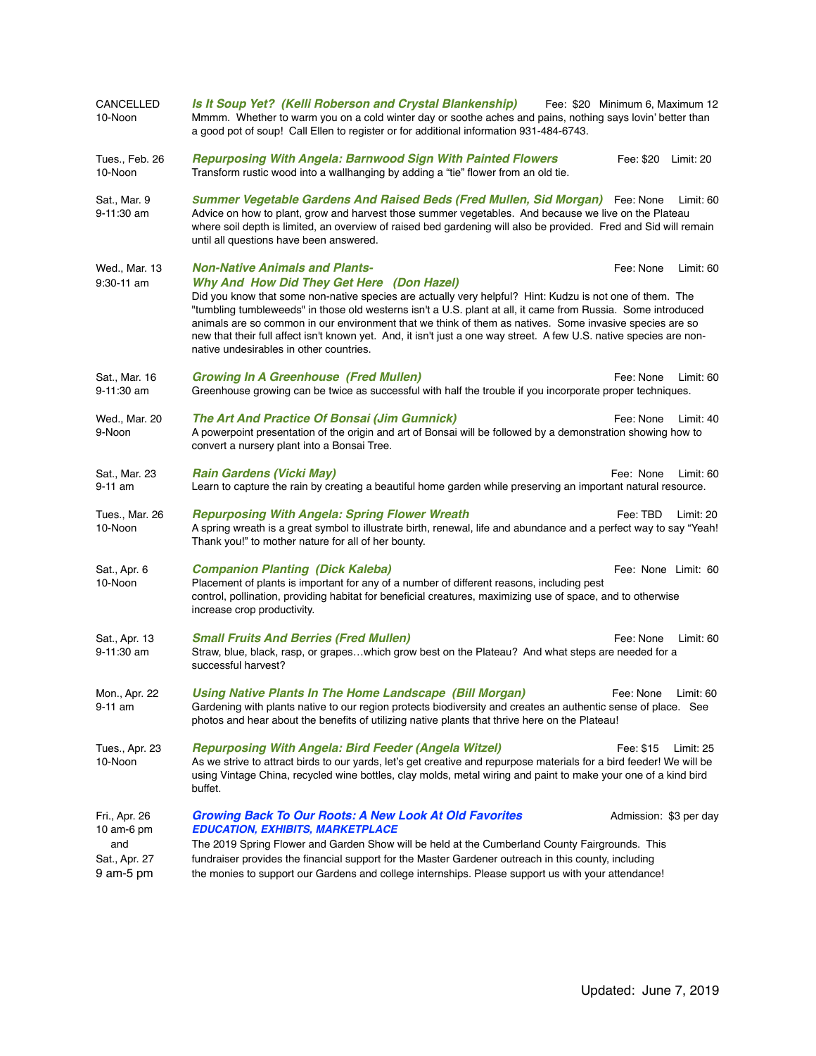CANCELLED
10-Noon

***Is It Soup Yet? (Kelli Roberson and Crystal Blankenship)*** Fee: $20 Minimum 6, Maximum 12
Mmmm. Whether to warm you on a cold winter day or soothe aches and pains, nothing says lovin' better than a good pot of soup! Call Ellen to register or for additional information 931-484-6743.

Tues., Feb. 26
10-Noon

***Repurposing With Angela: Barnwood Sign With Painted Flowers*** Fee: $20 Limit: 20
Transform rustic wood into a wallhanging by adding a "tie" flower from an old tie.

Sat., Mar. 9
9-11:30 am

***Summer Vegetable Gardens And Raised Beds (Fred Mullen, Sid Morgan)*** Fee: None Limit: 60
Advice on how to plant, grow and harvest those summer vegetables. And because we live on the Plateau where soil depth is limited, an overview of raised bed gardening will also be provided. Fred and Sid will remain until all questions have been answered.

Wed., Mar. 13
9:30-11 am

***Non-Native Animals and Plants- Why And How Did They Get Here (Don Hazel)*** Fee: None Limit: 60
Did you know that some non-native species are actually very helpful? Hint: Kudzu is not one of them. The "tumbling tumbleweeds" in those old westerns isn't a U.S. plant at all, it came from Russia. Some introduced animals are so common in our environment that we think of them as natives. Some invasive species are so new that their full affect isn't known yet. And, it isn't just a one way street. A few U.S. native species are non-native undesirables in other countries.

Sat., Mar. 16
9-11:30 am

***Growing In A Greenhouse (Fred Mullen)*** Fee: None Limit: 60
Greenhouse growing can be twice as successful with half the trouble if you incorporate proper techniques.

Wed., Mar. 20
9-Noon

***The Art And Practice Of Bonsai (Jim Gumnick)*** Fee: None Limit: 40
A powerpoint presentation of the origin and art of Bonsai will be followed by a demonstration showing how to convert a nursery plant into a Bonsai Tree.

Sat., Mar. 23
9-11 am

***Rain Gardens (Vicki May)*** Fee: None Limit: 60
Learn to capture the rain by creating a beautiful home garden while preserving an important natural resource.

Tues., Mar. 26
10-Noon

***Repurposing With Angela: Spring Flower Wreath*** Fee: TBD Limit: 20
A spring wreath is a great symbol to illustrate birth, renewal, life and abundance and a perfect way to say "Yeah! Thank you!" to mother nature for all of her bounty.

Sat., Apr. 6
10-Noon

***Companion Planting (Dick Kaleba)*** Fee: None Limit: 60
Placement of plants is important for any of a number of different reasons, including pest control, pollination, providing habitat for beneficial creatures, maximizing use of space, and to otherwise increase crop productivity.

Sat., Apr. 13
9-11:30 am

***Small Fruits And Berries (Fred Mullen)*** Fee: None Limit: 60
Straw, blue, black, rasp, or grapes…which grow best on the Plateau? And what steps are needed for a successful harvest?

Mon., Apr. 22
9-11 am

***Using Native Plants In The Home Landscape (Bill Morgan)*** Fee: None Limit: 60
Gardening with plants native to our region protects biodiversity and creates an authentic sense of place. See photos and hear about the benefits of utilizing native plants that thrive here on the Plateau!

Tues., Apr. 23
10-Noon

***Repurposing With Angela: Bird Feeder (Angela Witzel)*** Fee: $15 Limit: 25
As we strive to attract birds to our yards, let's get creative and repurpose materials for a bird feeder! We will be using Vintage China, recycled wine bottles, clay molds, metal wiring and paint to make your one of a kind bird buffet.

Fri., Apr. 26
10 am-6 pm
and
Sat., Apr. 27
9 am-5 pm

***Growing Back To Our Roots: A New Look At Old Favorites*** Admission: $3 per day
***EDUCATION, EXHIBITS, MARKETPLACE***
The 2019 Spring Flower and Garden Show will be held at the Cumberland County Fairgrounds. This fundraiser provides the financial support for the Master Gardener outreach in this county, including the monies to support our Gardens and college internships. Please support us with your attendance!

Updated: June 7, 2019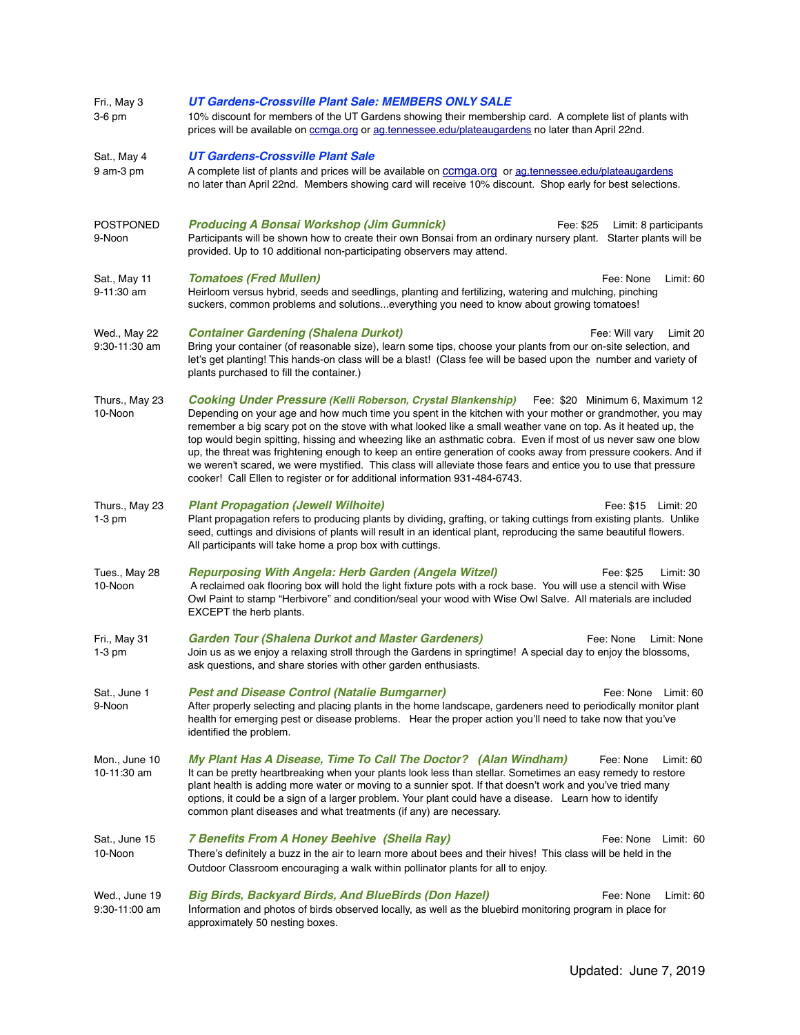**Fri., May 3**
**3-6 pm**

### *UT Gardens-Crossville Plant Sale: MEMBERS ONLY SALE*

10% discount for members of the UT Gardens showing their membership card. A complete list of plants with prices will be available on ccmga.org or ag.tennessee.edu/plateaugardens no later than April 22nd.

**Sat., May 4**
**9 am-3 pm**

### *UT Gardens-Crossville Plant Sale*

A complete list of plants and prices will be available on ccmga.org or ag.tennessee.edu/plateaugardens no later than April 22nd. Members showing card will receive 10% discount. Shop early for best selections.

**POSTPONED**
**9-Noon**

### *Producing A Bonsai Workshop (Jim Gumnick)*

Fee: $25 Limit: 8 participants

Participants will be shown how to create their own Bonsai from an ordinary nursery plant. Starter plants will be provided. Up to 10 additional non-participating observers may attend.

**Sat., May 11**
**9-11:30 am**

### *Tomatoes (Fred Mullen)*

Fee: None Limit: 60

Heirloom versus hybrid, seeds and seedlings, planting and fertilizing, watering and mulching, pinching suckers, common problems and solutions...everything you need to know about growing tomatoes!

**Wed., May 22**
**9:30-11:30 am**

### *Container Gardening (Shalena Durkot)*

Fee: Will vary Limit 20

Bring your container (of reasonable size), learn some tips, choose your plants from our on-site selection, and let's get planting! This hands-on class will be a blast! (Class fee will be based upon the number and variety of plants purchased to fill the container.)

**Thurs., May 23**
**10-Noon**

### *Cooking Under Pressure (Kelli Roberson, Crystal Blankenship)*

Fee: $20 Minimum 6, Maximum 12

Depending on your age and how much time you spent in the kitchen with your mother or grandmother, you may remember a big scary pot on the stove with what looked like a small weather vane on top. As it heated up, the top would begin spitting, hissing and wheezing like an asthmatic cobra. Even if most of us never saw one blow up, the threat was frightening enough to keep an entire generation of cooks away from pressure cookers. And if we weren't scared, we were mystified. This class will alleviate those fears and entice you to use that pressure cooker! Call Ellen to register or for additional information 931-484-6743.

**Thurs., May 23**
**1-3 pm**

### *Plant Propagation (Jewell Wilhoite)*

Fee: $15 Limit: 20

Plant propagation refers to producing plants by dividing, grafting, or taking cuttings from existing plants. Unlike seed, cuttings and divisions of plants will result in an identical plant, reproducing the same beautiful flowers. All participants will take home a prop box with cuttings.

**Tues., May 28**
**10-Noon**

### *Repurposing With Angela: Herb Garden (Angela Witzel)*

Fee: $25 Limit: 30

A reclaimed oak flooring box will hold the light fixture pots with a rock base. You will use a stencil with Wise Owl Paint to stamp "Herbivore" and condition/seal your wood with Wise Owl Salve. All materials are included EXCEPT the herb plants.

**Fri., May 31**
**1-3 pm**

### *Garden Tour (Shalena Durkot and Master Gardeners)*

Fee: None Limit: None

Join us as we enjoy a relaxing stroll through the Gardens in springtime! A special day to enjoy the blossoms, ask questions, and share stories with other garden enthusiasts.

**Sat., June 1**
**9-Noon**

### *Pest and Disease Control (Natalie Bumgarner)*

Fee: None Limit: 60

After properly selecting and placing plants in the home landscape, gardeners need to periodically monitor plant health for emerging pest or disease problems. Hear the proper action you'll need to take now that you've identified the problem.

**Mon., June 10**
**10-11:30 am**

### *My Plant Has A Disease, Time To Call The Doctor? (Alan Windham)*

Fee: None Limit: 60

It can be pretty heartbreaking when your plants look less than stellar. Sometimes an easy remedy to restore plant health is adding more water or moving to a sunnier spot. If that doesn't work and you've tried many options, it could be a sign of a larger problem. Your plant could have a disease. Learn how to identify common plant diseases and what treatments (if any) are necessary.

**Sat., June 15**
**10-Noon**

### *7 Benefits From A Honey Beehive (Sheila Ray)*

Fee: None Limit: 60

There's definitely a buzz in the air to learn more about bees and their hives! This class will be held in the Outdoor Classroom encouraging a walk within pollinator plants for all to enjoy.

**Wed., June 19**
**9:30-11:00 am**

### *Big Birds, Backyard Birds, And BlueBirds (Don Hazel)*

Fee: None Limit: 60

Information and photos of birds observed locally, as well as the bluebird monitoring program in place for approximately 50 nesting boxes.

Updated: June 7, 2019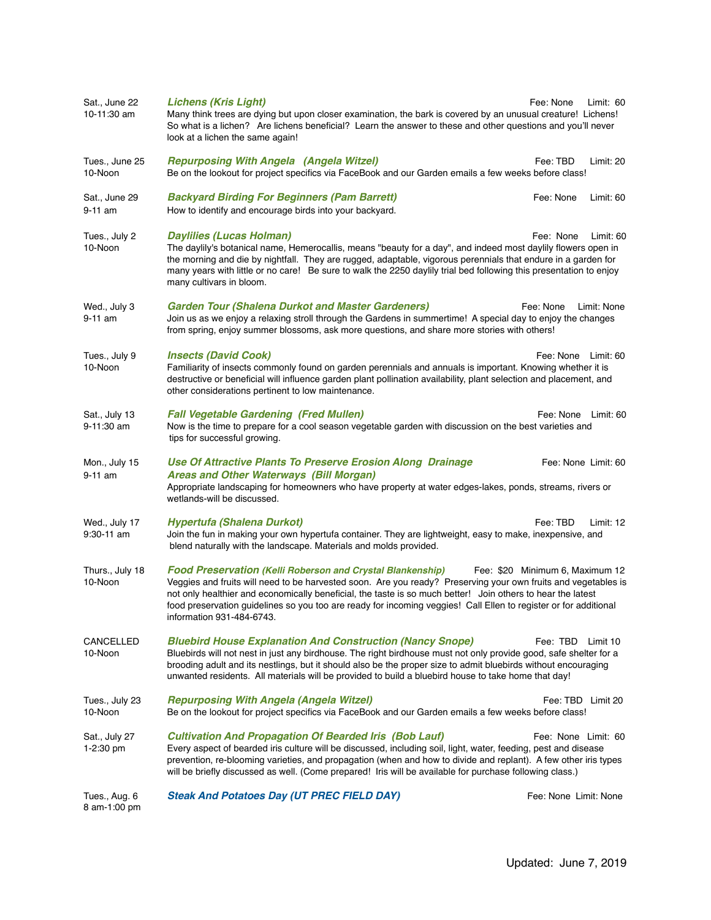**Sat., June 22**
**10-11:30 am**

***Lichens (Kris Light)*** Fee: None Limit: 60

Many think trees are dying but upon closer examination, the bark is covered by an unusual creature! Lichens! So what is a lichen? Are lichens beneficial? Learn the answer to these and other questions and you'll never look at a lichen the same again!

**Tues., June 25**
**10-Noon**

***Repurposing With Angela (Angela Witzel)*** Fee: TBD Limit: 20

Be on the lookout for project specifics via FaceBook and our Garden emails a few weeks before class!

**Sat., June 29**
**9-11 am**

***Backyard Birding For Beginners (Pam Barrett)*** Fee: None Limit: 60

How to identify and encourage birds into your backyard.

**Tues., July 2**
**10-Noon**

***Daylilies (Lucas Holman)*** Fee: None Limit: 60

The daylily's botanical name, Hemerocallis, means "beauty for a day", and indeed most daylily flowers open in the morning and die by nightfall. They are rugged, adaptable, vigorous perennials that endure in a garden for many years with little or no care! Be sure to walk the 2250 daylily trial bed following this presentation to enjoy many cultivars in bloom.

**Wed., July 3**
**9-11 am**

***Garden Tour (Shalena Durkot and Master Gardeners)*** Fee: None Limit: None

Join us as we enjoy a relaxing stroll through the Gardens in summertime! A special day to enjoy the changes from spring, enjoy summer blossoms, ask more questions, and share more stories with others!

**Tues., July 9**
**10-Noon**

***Insects (David Cook)*** Fee: None Limit: 60

Familiarity of insects commonly found on garden perennials and annuals is important. Knowing whether it is destructive or beneficial will influence garden plant pollination availability, plant selection and placement, and other considerations pertinent to low maintenance.

**Sat., July 13**
**9-11:30 am**

***Fall Vegetable Gardening (Fred Mullen)*** Fee: None Limit: 60

Now is the time to prepare for a cool season vegetable garden with discussion on the best varieties and tips for successful growing.

**Mon., July 15**
**9-11 am**

***Use Of Attractive Plants To Preserve Erosion Along Drainage Areas and Other Waterways (Bill Morgan)*** Fee: None Limit: 60

Appropriate landscaping for homeowners who have property at water edges-lakes, ponds, streams, rivers or wetlands-will be discussed.

**Wed., July 17**
**9:30-11 am**

***Hypertufa (Shalena Durkot)*** Fee: TBD Limit: 12

Join the fun in making your own hypertufa container. They are lightweight, easy to make, inexpensive, and blend naturally with the landscape. Materials and molds provided.

**Thurs., July 18**
**10-Noon**

***Food Preservation (Kelli Roberson and Crystal Blankenship)*** Fee: $20 Minimum 6, Maximum 12

Veggies and fruits will need to be harvested soon. Are you ready? Preserving your own fruits and vegetables is not only healthier and economically beneficial, the taste is so much better! Join others to hear the latest food preservation guidelines so you too are ready for incoming veggies! Call Ellen to register or for additional information 931-484-6743.

**CANCELLED**
**10-Noon**

***Bluebird House Explanation And Construction (Nancy Snope)*** Fee: TBD Limit 10

Bluebirds will not nest in just any birdhouse. The right birdhouse must not only provide good, safe shelter for a brooding adult and its nestlings, but it should also be the proper size to admit bluebirds without encouraging unwanted residents. All materials will be provided to build a bluebird house to take home that day!

**Tues., July 23**
**10-Noon**

***Repurposing With Angela (Angela Witzel)*** Fee: TBD Limit 20

Be on the lookout for project specifics via FaceBook and our Garden emails a few weeks before class!

**Sat., July 27**
**1-2:30 pm**

***Cultivation And Propagation Of Bearded Iris (Bob Lauf)*** Fee: None Limit: 60

Every aspect of bearded iris culture will be discussed, including soil, light, water, feeding, pest and disease prevention, re-blooming varieties, and propagation (when and how to divide and replant). A few other iris types will be briefly discussed as well. (Come prepared! Iris will be available for purchase following class.)

**Tues., Aug. 6**
**8 am-1:00 pm**

***Steak And Potatoes Day (UT PREC FIELD DAY)*** Fee: None Limit: None

Updated: June 7, 2019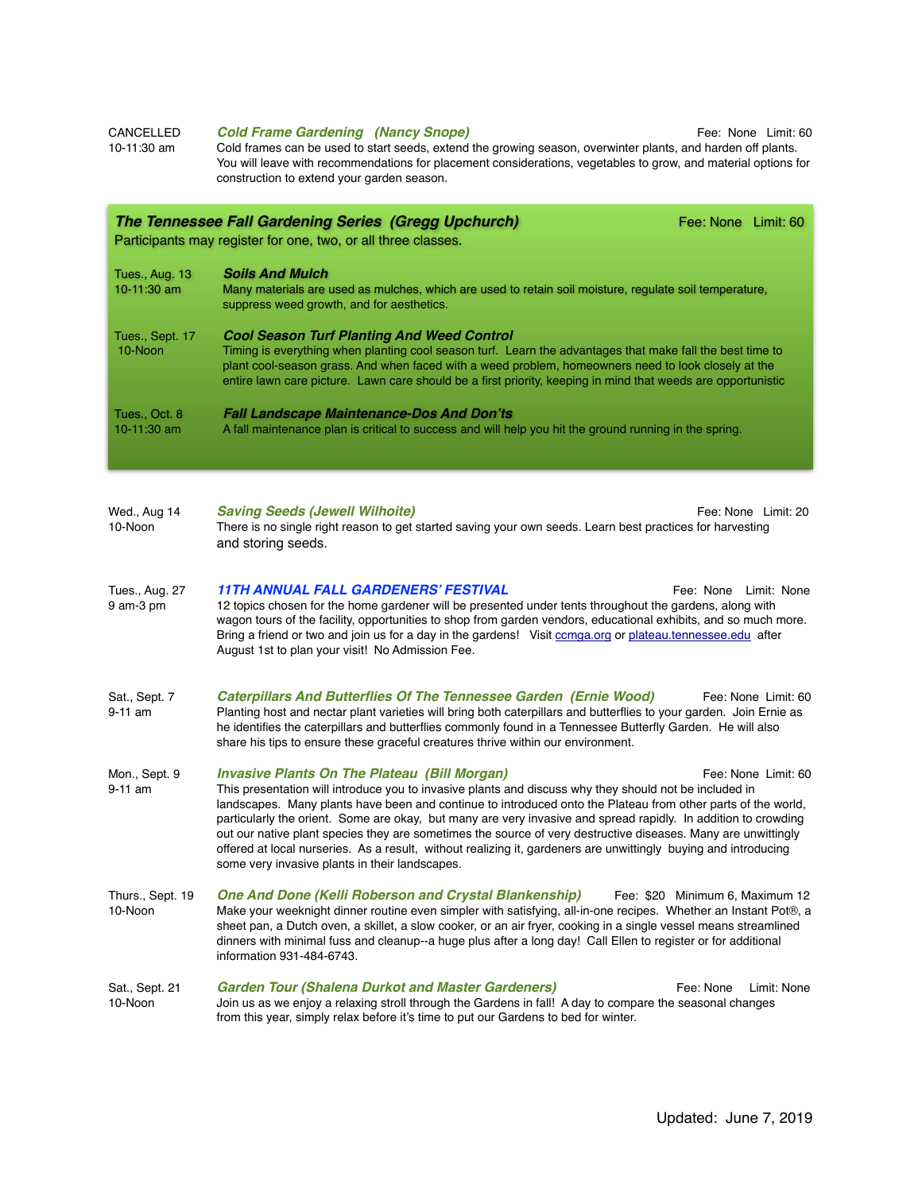CANCELLED
10-11:30 am

**_Cold Frame Gardening (Nancy Snope)_** — Fee: None Limit: 60

Cold frames can be used to start seeds, extend the growing season, overwinter plants, and harden off plants. You will leave with recommendations for placement considerations, vegetables to grow, and material options for construction to extend your garden season.

---

**_The Tennessee Fall Gardening Series (Gregg Upchurch)_** — Fee: None Limit: 60

Participants may register for one, two, or all three classes.

Tues., Aug. 13
10-11:30 am

**_Soils And Mulch_**

Many materials are used as mulches, which are used to retain soil moisture, regulate soil temperature, suppress weed growth, and for aesthetics.

Tues., Sept. 17
10-Noon

**_Cool Season Turf Planting And Weed Control_**

Timing is everything when planting cool season turf. Learn the advantages that make fall the best time to plant cool-season grass. And when faced with a weed problem, homeowners need to look closely at the entire lawn care picture. Lawn care should be a first priority, keeping in mind that weeds are opportunistic

Tues., Oct. 8
10-11:30 am

**_Fall Landscape Maintenance-Dos And Don'ts_**

A fall maintenance plan is critical to success and will help you hit the ground running in the spring.

---

Wed., Aug 14
10-Noon

**_Saving Seeds (Jewell Wilhoite)_** — Fee: None Limit: 20

There is no single right reason to get started saving your own seeds. Learn best practices for harvesting and storing seeds.

Tues., Aug. 27
9 am-3 pm

**_11TH ANNUAL FALL GARDENERS' FESTIVAL_** — Fee: None Limit: None

12 topics chosen for the home gardener will be presented under tents throughout the gardens, along with wagon tours of the facility, opportunities to shop from garden vendors, educational exhibits, and so much more. Bring a friend or two and join us for a day in the gardens! Visit ccmga.org or plateau.tennessee.edu after August 1st to plan your visit! No Admission Fee.

Sat., Sept. 7
9-11 am

**_Caterpillars And Butterflies Of The Tennessee Garden (Ernie Wood)_** — Fee: None Limit: 60

Planting host and nectar plant varieties will bring both caterpillars and butterflies to your garden. Join Ernie as he identifies the caterpillars and butterflies commonly found in a Tennessee Butterfly Garden. He will also share his tips to ensure these graceful creatures thrive within our environment.

Mon., Sept. 9
9-11 am

**_Invasive Plants On The Plateau (Bill Morgan)_** — Fee: None Limit: 60

This presentation will introduce you to invasive plants and discuss why they should not be included in landscapes. Many plants have been and continue to introduced onto the Plateau from other parts of the world, particularly the orient. Some are okay, but many are very invasive and spread rapidly. In addition to crowding out our native plant species they are sometimes the source of very destructive diseases. Many are unwittingly offered at local nurseries. As a result, without realizing it, gardeners are unwittingly buying and introducing some very invasive plants in their landscapes.

Thurs., Sept. 19
10-Noon

**_One And Done (Kelli Roberson and Crystal Blankenship)_** — Fee: $20 Minimum 6, Maximum 12

Make your weeknight dinner routine even simpler with satisfying, all-in-one recipes. Whether an Instant Pot®, a sheet pan, a Dutch oven, a skillet, a slow cooker, or an air fryer, cooking in a single vessel means streamlined dinners with minimal fuss and cleanup--a huge plus after a long day! Call Ellen to register or for additional information 931-484-6743.

Sat., Sept. 21
10-Noon

**_Garden Tour (Shalena Durkot and Master Gardeners)_** — Fee: None Limit: None

Join us as we enjoy a relaxing stroll through the Gardens in fall! A day to compare the seasonal changes from this year, simply relax before it's time to put our Gardens to bed for winter.

Updated: June 7, 2019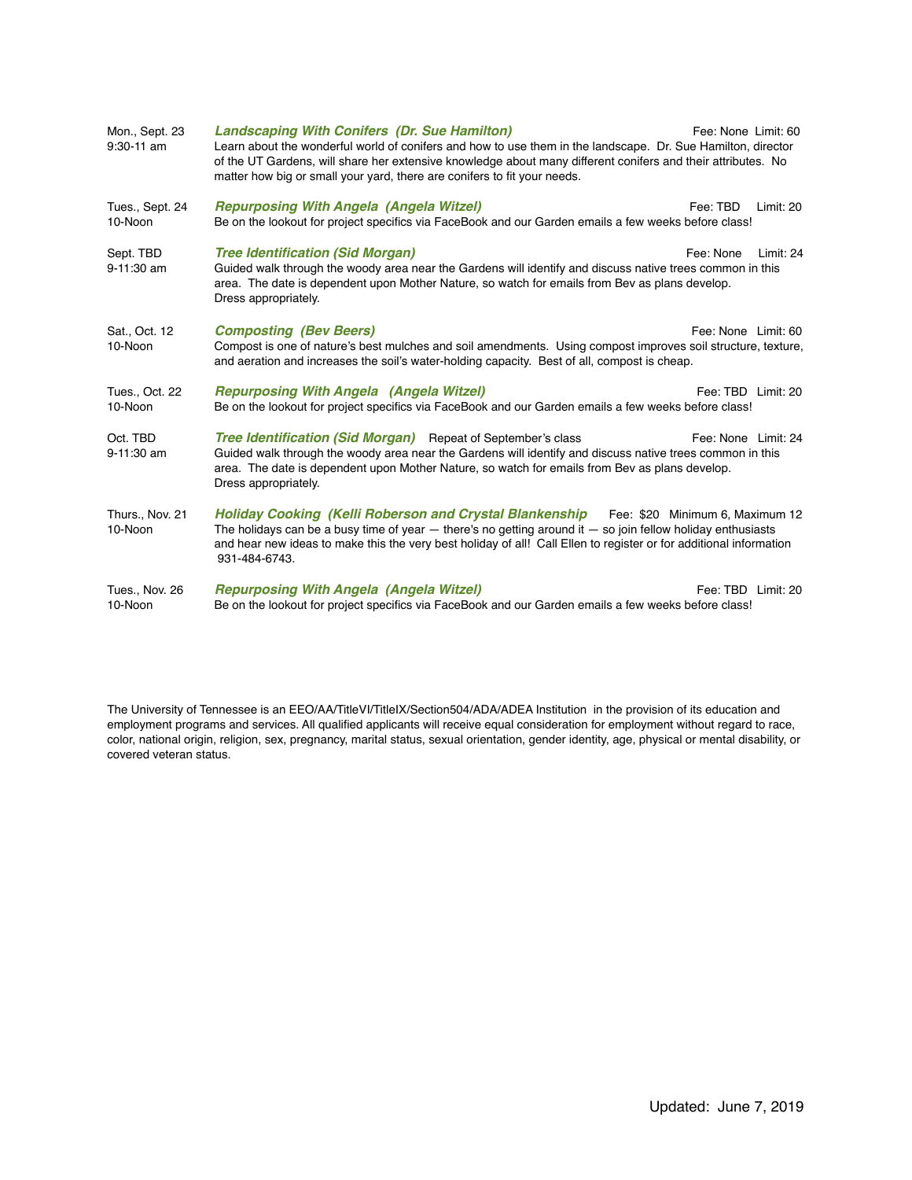Mon., Sept. 23
9:30-11 am

***Landscaping With Conifers (Dr. Sue Hamilton)*** Fee: None Limit: 60

Learn about the wonderful world of conifers and how to use them in the landscape. Dr. Sue Hamilton, director of the UT Gardens, will share her extensive knowledge about many different conifers and their attributes. No matter how big or small your yard, there are conifers to fit your needs.

Tues., Sept. 24
10-Noon

***Repurposing With Angela (Angela Witzel)*** Fee: TBD Limit: 20

Be on the lookout for project specifics via FaceBook and our Garden emails a few weeks before class!

Sept. TBD
9-11:30 am

***Tree Identification (Sid Morgan)*** Fee: None Limit: 24

Guided walk through the woody area near the Gardens will identify and discuss native trees common in this area. The date is dependent upon Mother Nature, so watch for emails from Bev as plans develop. Dress appropriately.

Sat., Oct. 12
10-Noon

***Composting (Bev Beers)*** Fee: None Limit: 60

Compost is one of nature's best mulches and soil amendments. Using compost improves soil structure, texture, and aeration and increases the soil's water-holding capacity. Best of all, compost is cheap.

Tues., Oct. 22
10-Noon

***Repurposing With Angela (Angela Witzel)*** Fee: TBD Limit: 20

Be on the lookout for project specifics via FaceBook and our Garden emails a few weeks before class!

Oct. TBD
9-11:30 am

***Tree Identification (Sid Morgan)*** Repeat of September's class Fee: None Limit: 24

Guided walk through the woody area near the Gardens will identify and discuss native trees common in this area. The date is dependent upon Mother Nature, so watch for emails from Bev as plans develop. Dress appropriately.

Thurs., Nov. 21
10-Noon

***Holiday Cooking (Kelli Roberson and Crystal Blankenship*** Fee: $20 Minimum 6, Maximum 12

The holidays can be a busy time of year — there's no getting around it — so join fellow holiday enthusiasts and hear new ideas to make this the very best holiday of all! Call Ellen to register or for additional information 931-484-6743.

Tues., Nov. 26
10-Noon

***Repurposing With Angela (Angela Witzel)*** Fee: TBD Limit: 20

Be on the lookout for project specifics via FaceBook and our Garden emails a few weeks before class!

The University of Tennessee is an EEO/AA/TitleVI/TitleIX/Section504/ADA/ADEA Institution in the provision of its education and employment programs and services. All qualified applicants will receive equal consideration for employment without regard to race, color, national origin, religion, sex, pregnancy, marital status, sexual orientation, gender identity, age, physical or mental disability, or covered veteran status.

Updated: June 7, 2019